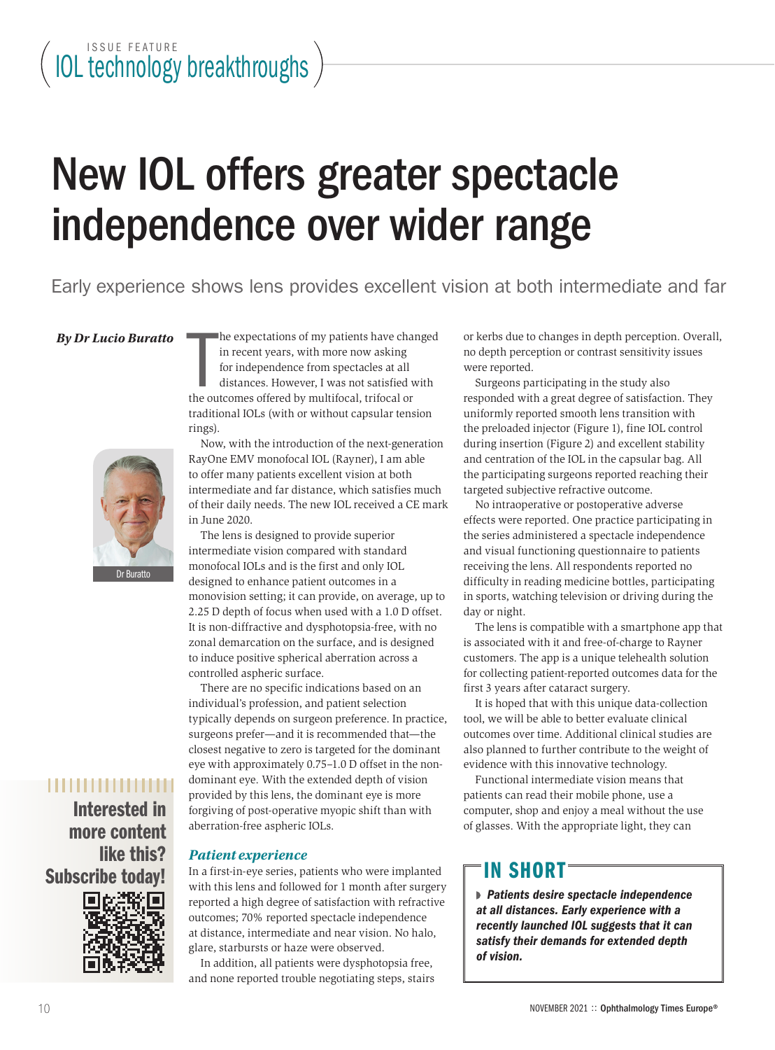ISSUE FEATURE
IOL technology breakthroughs

# New IOL offers greater spectacle independence over wider range

Early experience shows lens provides excellent vision at both intermediate and far

***By Dr Lucio Buratto***

Dr Buratto

The expectations of my patients have changed in recent years, with more now asking for independence from spectacles at all distances. However, I was not satisfied with the outcomes offered by multifocal, trifocal or traditional IOLs (with or without capsular tension rings).

Now, with the introduction of the next-generation RayOne EMV monofocal IOL (Rayner), I am able to offer many patients excellent vision at both intermediate and far distance, which satisfies much of their daily needs. The new IOL received a CE mark in June 2020.

The lens is designed to provide superior intermediate vision compared with standard monofocal IOLs and is the first and only IOL designed to enhance patient outcomes in a monovision setting; it can provide, on average, up to 2.25 D depth of focus when used with a 1.0 D offset. It is non-diffractive and dysphotopsia-free, with no zonal demarcation on the surface, and is designed to induce positive spherical aberration across a controlled aspheric surface.

There are no specific indications based on an individual's profession, and patient selection typically depends on surgeon preference. In practice, surgeons prefer—and it is recommended that—the closest negative to zero is targeted for the dominant eye with approximately 0.75–1.0 D offset in the non-dominant eye. With the extended depth of vision provided by this lens, the dominant eye is more forgiving of post-operative myopic shift than with aberration-free aspheric IOLs.

## *Patient experience*

In a first-in-eye series, patients who were implanted with this lens and followed for 1 month after surgery reported a high degree of satisfaction with refractive outcomes; 70% reported spectacle independence at distance, intermediate and near vision. No halo, glare, starbursts or haze were observed.

In addition, all patients were dysphotopsia free, and none reported trouble negotiating steps, stairs or kerbs due to changes in depth perception. Overall, no depth perception or contrast sensitivity issues were reported.

Surgeons participating in the study also responded with a great degree of satisfaction. They uniformly reported smooth lens transition with the preloaded injector (Figure 1), fine IOL control during insertion (Figure 2) and excellent stability and centration of the IOL in the capsular bag. All the participating surgeons reported reaching their targeted subjective refractive outcome.

No intraoperative or postoperative adverse effects were reported. One practice participating in the series administered a spectacle independence and visual functioning questionnaire to patients receiving the lens. All respondents reported no difficulty in reading medicine bottles, participating in sports, watching television or driving during the day or night.

The lens is compatible with a smartphone app that is associated with it and free-of-charge to Rayner customers. The app is a unique telehealth solution for collecting patient-reported outcomes data for the first 3 years after cataract surgery.

It is hoped that with this unique data-collection tool, we will be able to better evaluate clinical outcomes over time. Additional clinical studies are also planned to further contribute to the weight of evidence with this innovative technology.

Functional intermediate vision means that patients can read their mobile phone, use a computer, shop and enjoy a meal without the use of glasses. With the appropriate light, they can

**Interested in more content like this? Subscribe today!**

## IN SHORT

- ***Patients desire spectacle independence at all distances. Early experience with a recently launched IOL suggests that it can satisfy their demands for extended depth of vision.***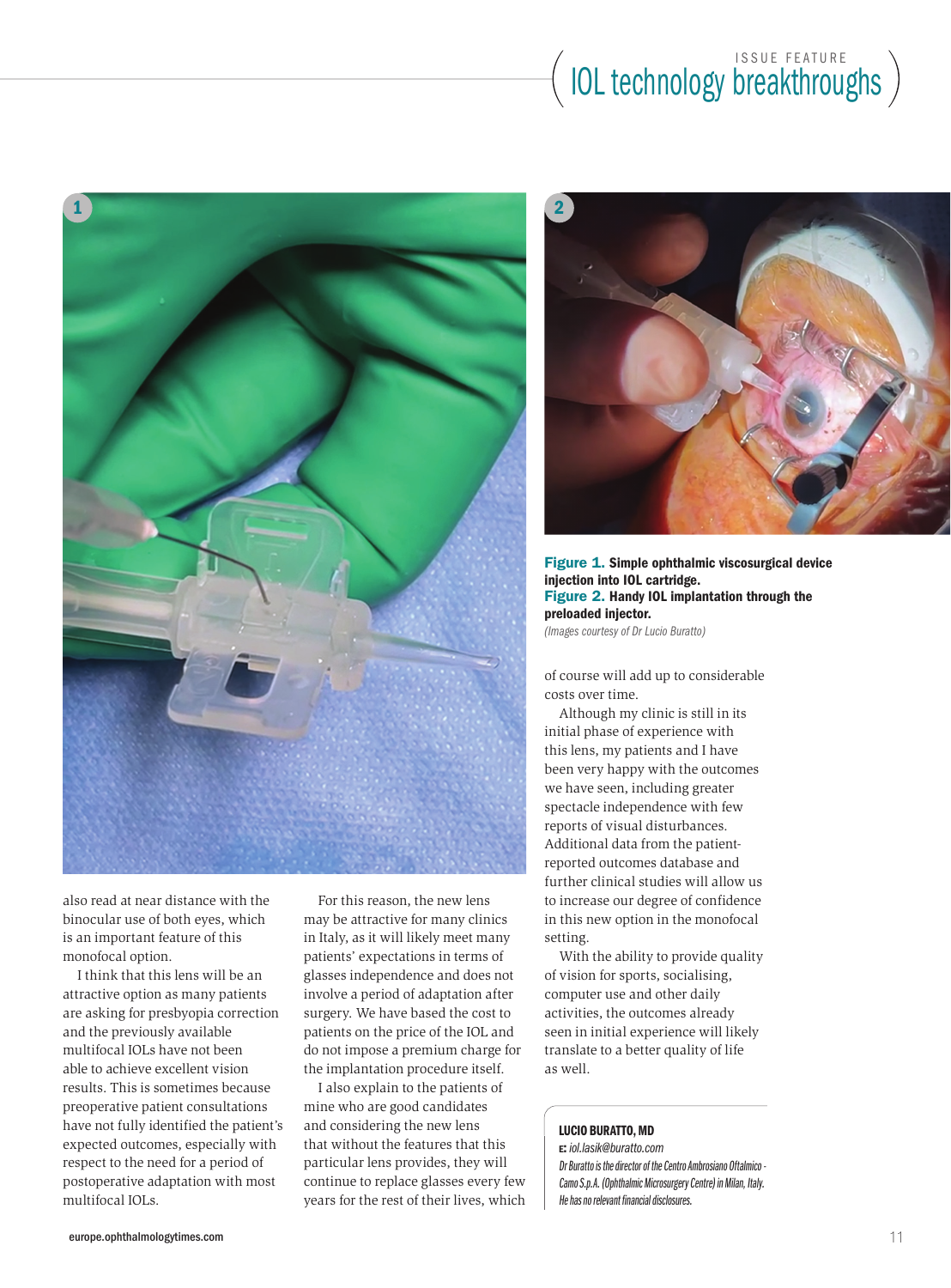also read at near distance with the binocular use of both eyes, which is an important feature of this monofocal option.

I think that this lens will be an attractive option as many patients are asking for presbyopia correction and the previously available multifocal IOLs have not been able to achieve excellent vision results. This is sometimes because preoperative patient consultations have not fully identified the patient's expected outcomes, especially with respect to the need for a period of postoperative adaptation with most multifocal IOLs.

For this reason, the new lens may be attractive for many clinics in Italy, as it will likely meet many patients' expectations in terms of glasses independence and does not involve a period of adaptation after surgery. We have based the cost to patients on the price of the IOL and do not impose a premium charge for the implantation procedure itself.

I also explain to the patients of mine who are good candidates and considering the new lens that without the features that this particular lens provides, they will continue to replace glasses every few years for the rest of their lives, which of course will add up to considerable costs over time.

Although my clinic is still in its initial phase of experience with this lens, my patients and I have been very happy with the outcomes we have seen, including greater spectacle independence with few reports of visual disturbances. Additional data from the patient-reported outcomes database and further clinical studies will allow us to increase our degree of confidence in this new option in the monofocal setting.

With the ability to provide quality of vision for sports, socialising, computer use and other daily activities, the outcomes already seen in initial experience will likely translate to a better quality of life as well.

**Figure 1.** Simple ophthalmic viscosurgical device injection into IOL cartridge.
**Figure 2.** Handy IOL implantation through the preloaded injector.
*(Images courtesy of Dr Lucio Buratto)*

**LUCIO BURATTO, MD**
**E:** *iol.lasik@buratto.com*
*Dr Buratto is the director of the Centro Ambrosiano Oftalmico - Camo S.p.A. (Ophthalmic Microsurgery Centre) in Milan, Italy. He has no relevant financial disclosures.*